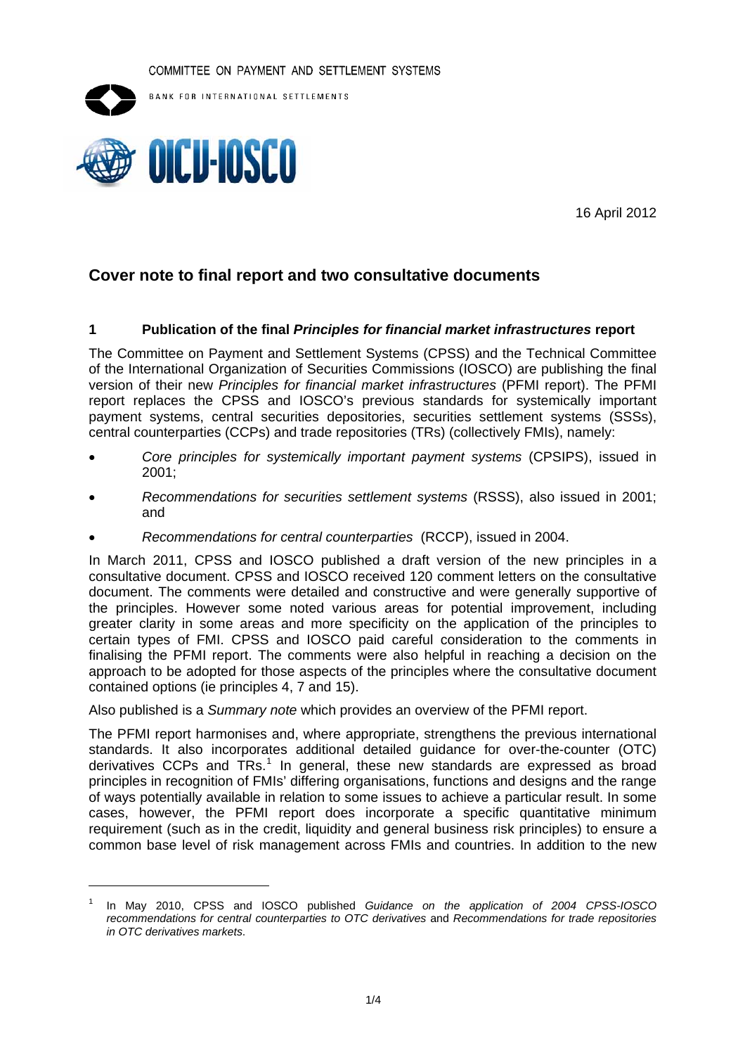COMMITTEE ON PAYMENT AND SETTLEMENT SYSTEMS

BANK FOR INTERNATIONAL SETTLEMENTS

OICU-IOSCO

16 April 2012

## Cover note to final report and two consultative documents

### 1 Publication of the final *Principles for financial market infrastructures* report

The Committee on Payment and Settlement Systems (CPSS) and the Technical Committee of the International Organization of Securities Commissions (IOSCO) are publishing the final version of their new *Principles for financial market infrastructures* (PFMI report). The PFMI report replaces the CPSS and IOSCO's previous standards for systemically important payment systems, central securities depositories, securities settlement systems (SSSs), central counterparties (CCPs) and trade repositories (TRs) (collectively FMIs), namely:

- *Core principles for systemically important payment systems* (CPSIPS), issued in 2001;
- *Recommendations for securities settlement systems* (RSSS), also issued in 2001; and
- *Recommendations for central counterparties* (RCCP), issued in 2004.

In March 2011, CPSS and IOSCO published a draft version of the new principles in a consultative document. CPSS and IOSCO received 120 comment letters on the consultative document. The comments were detailed and constructive and were generally supportive of the principles. However some noted various areas for potential improvement, including greater clarity in some areas and more specificity on the application of the principles to certain types of FMI. CPSS and IOSCO paid careful consideration to the comments in finalising the PFMI report. The comments were also helpful in reaching a decision on the approach to be adopted for those aspects of the principles where the consultative document contained options (ie principles 4, 7 and 15).

Also published is a *Summary note* which provides an overview of the PFMI report.

The PFMI report harmonises and, where appropriate, strengthens the previous international standards. It also incorporates additional detailed guidance for over-the-counter (OTC) derivatives CCPs and TRs.[1] In general, these new standards are expressed as broad principles in recognition of FMIs' differing organisations, functions and designs and the range of ways potentially available in relation to some issues to achieve a particular result. In some cases, however, the PFMI report does incorporate a specific quantitative minimum requirement (such as in the credit, liquidity and general business risk principles) to ensure a common base level of risk management across FMIs and countries. In addition to the new

[1] In May 2010, CPSS and IOSCO published *Guidance on the application of 2004 CPSS-IOSCO recommendations for central counterparties to OTC derivatives* and *Recommendations for trade repositories in OTC derivatives markets*.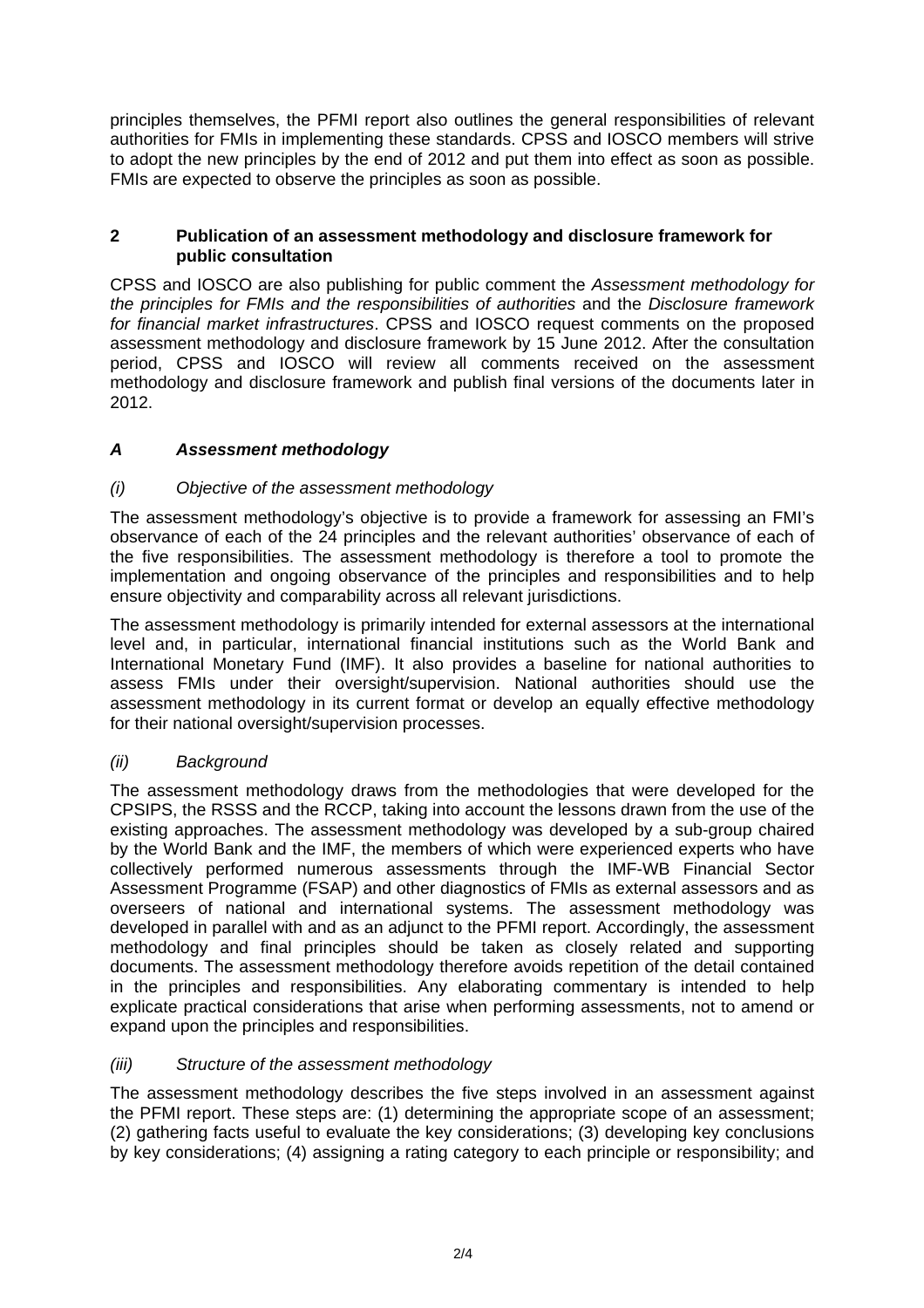principles themselves, the PFMI report also outlines the general responsibilities of relevant authorities for FMIs in implementing these standards. CPSS and IOSCO members will strive to adopt the new principles by the end of 2012 and put them into effect as soon as possible. FMIs are expected to observe the principles as soon as possible.

## 2 Publication of an assessment methodology and disclosure framework for public consultation

CPSS and IOSCO are also publishing for public comment the *Assessment methodology for the principles for FMIs and the responsibilities of authorities* and the *Disclosure framework for financial market infrastructures*. CPSS and IOSCO request comments on the proposed assessment methodology and disclosure framework by 15 June 2012. After the consultation period, CPSS and IOSCO will review all comments received on the assessment methodology and disclosure framework and publish final versions of the documents later in 2012.

### *A Assessment methodology*

#### *(i) Objective of the assessment methodology*

The assessment methodology's objective is to provide a framework for assessing an FMI's observance of each of the 24 principles and the relevant authorities' observance of each of the five responsibilities. The assessment methodology is therefore a tool to promote the implementation and ongoing observance of the principles and responsibilities and to help ensure objectivity and comparability across all relevant jurisdictions.

The assessment methodology is primarily intended for external assessors at the international level and, in particular, international financial institutions such as the World Bank and International Monetary Fund (IMF). It also provides a baseline for national authorities to assess FMIs under their oversight/supervision. National authorities should use the assessment methodology in its current format or develop an equally effective methodology for their national oversight/supervision processes.

#### *(ii) Background*

The assessment methodology draws from the methodologies that were developed for the CPSIPS, the RSSS and the RCCP, taking into account the lessons drawn from the use of the existing approaches. The assessment methodology was developed by a sub-group chaired by the World Bank and the IMF, the members of which were experienced experts who have collectively performed numerous assessments through the IMF-WB Financial Sector Assessment Programme (FSAP) and other diagnostics of FMIs as external assessors and as overseers of national and international systems. The assessment methodology was developed in parallel with and as an adjunct to the PFMI report. Accordingly, the assessment methodology and final principles should be taken as closely related and supporting documents. The assessment methodology therefore avoids repetition of the detail contained in the principles and responsibilities. Any elaborating commentary is intended to help explicate practical considerations that arise when performing assessments, not to amend or expand upon the principles and responsibilities.

#### *(iii) Structure of the assessment methodology*

The assessment methodology describes the five steps involved in an assessment against the PFMI report. These steps are: (1) determining the appropriate scope of an assessment; (2) gathering facts useful to evaluate the key considerations; (3) developing key conclusions by key considerations; (4) assigning a rating category to each principle or responsibility; and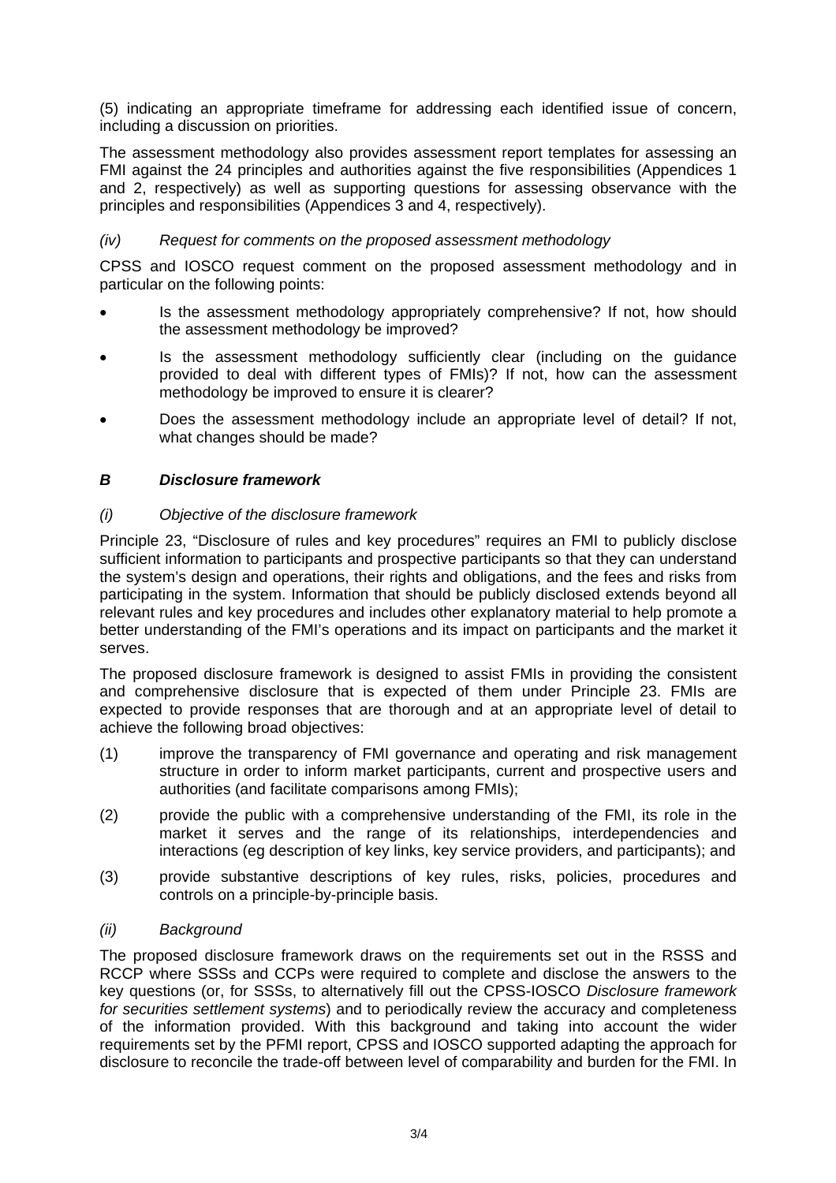(5) indicating an appropriate timeframe for addressing each identified issue of concern, including a discussion on priorities.

The assessment methodology also provides assessment report templates for assessing an FMI against the 24 principles and authorities against the five responsibilities (Appendices 1 and 2, respectively) as well as supporting questions for assessing observance with the principles and responsibilities (Appendices 3 and 4, respectively).

*(iv) Request for comments on the proposed assessment methodology*

CPSS and IOSCO request comment on the proposed assessment methodology and in particular on the following points:

- Is the assessment methodology appropriately comprehensive? If not, how should the assessment methodology be improved?
- Is the assessment methodology sufficiently clear (including on the guidance provided to deal with different types of FMIs)? If not, how can the assessment methodology be improved to ensure it is clearer?
- Does the assessment methodology include an appropriate level of detail? If not, what changes should be made?

### *B Disclosure framework*

*(i) Objective of the disclosure framework*

Principle 23, "Disclosure of rules and key procedures" requires an FMI to publicly disclose sufficient information to participants and prospective participants so that they can understand the system's design and operations, their rights and obligations, and the fees and risks from participating in the system. Information that should be publicly disclosed extends beyond all relevant rules and key procedures and includes other explanatory material to help promote a better understanding of the FMI's operations and its impact on participants and the market it serves.

The proposed disclosure framework is designed to assist FMIs in providing the consistent and comprehensive disclosure that is expected of them under Principle 23. FMIs are expected to provide responses that are thorough and at an appropriate level of detail to achieve the following broad objectives:

(1) improve the transparency of FMI governance and operating and risk management structure in order to inform market participants, current and prospective users and authorities (and facilitate comparisons among FMIs);

(2) provide the public with a comprehensive understanding of the FMI, its role in the market it serves and the range of its relationships, interdependencies and interactions (eg description of key links, key service providers, and participants); and

(3) provide substantive descriptions of key rules, risks, policies, procedures and controls on a principle-by-principle basis.

*(ii) Background*

The proposed disclosure framework draws on the requirements set out in the RSSS and RCCP where SSSs and CCPs were required to complete and disclose the answers to the key questions (or, for SSSs, to alternatively fill out the CPSS-IOSCO *Disclosure framework for securities settlement systems*) and to periodically review the accuracy and completeness of the information provided. With this background and taking into account the wider requirements set by the PFMI report, CPSS and IOSCO supported adapting the approach for disclosure to reconcile the trade-off between level of comparability and burden for the FMI. In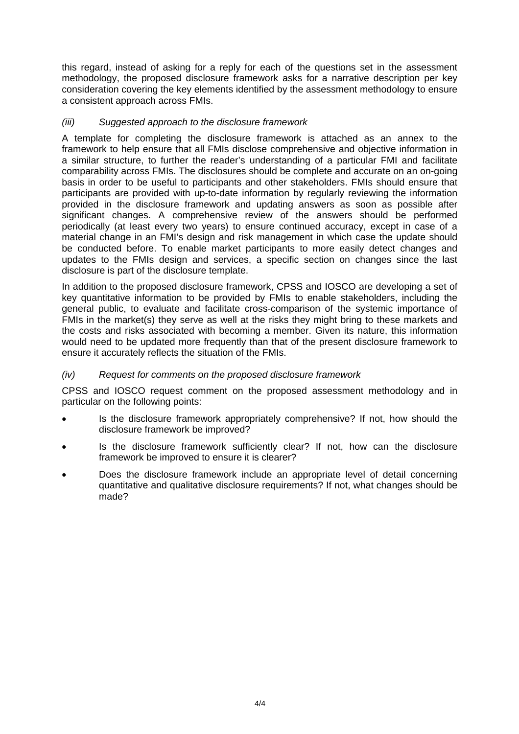this regard, instead of asking for a reply for each of the questions set in the assessment methodology, the proposed disclosure framework asks for a narrative description per key consideration covering the key elements identified by the assessment methodology to ensure a consistent approach across FMIs.

### *(iii) Suggested approach to the disclosure framework*

A template for completing the disclosure framework is attached as an annex to the framework to help ensure that all FMIs disclose comprehensive and objective information in a similar structure, to further the reader's understanding of a particular FMI and facilitate comparability across FMIs. The disclosures should be complete and accurate on an on-going basis in order to be useful to participants and other stakeholders. FMIs should ensure that participants are provided with up-to-date information by regularly reviewing the information provided in the disclosure framework and updating answers as soon as possible after significant changes. A comprehensive review of the answers should be performed periodically (at least every two years) to ensure continued accuracy, except in case of a material change in an FMI's design and risk management in which case the update should be conducted before. To enable market participants to more easily detect changes and updates to the FMIs design and services, a specific section on changes since the last disclosure is part of the disclosure template.

In addition to the proposed disclosure framework, CPSS and IOSCO are developing a set of key quantitative information to be provided by FMIs to enable stakeholders, including the general public, to evaluate and facilitate cross-comparison of the systemic importance of FMIs in the market(s) they serve as well at the risks they might bring to these markets and the costs and risks associated with becoming a member. Given its nature, this information would need to be updated more frequently than that of the present disclosure framework to ensure it accurately reflects the situation of the FMIs.

### *(iv) Request for comments on the proposed disclosure framework*

CPSS and IOSCO request comment on the proposed assessment methodology and in particular on the following points:

- Is the disclosure framework appropriately comprehensive? If not, how should the disclosure framework be improved?
- Is the disclosure framework sufficiently clear? If not, how can the disclosure framework be improved to ensure it is clearer?
- Does the disclosure framework include an appropriate level of detail concerning quantitative and qualitative disclosure requirements? If not, what changes should be made?